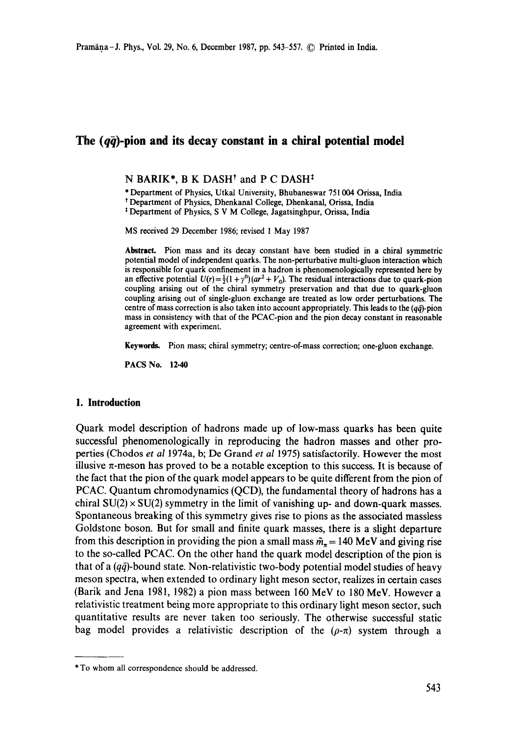# The $(q\bar{q})$-pion and its decay constant in a chiral potential model

N BARIK*, B K DASH[†] and P C DASH[‡]

\* Department of Physics, Utkal University, Bhubaneswar 751 004 Orissa, India
[†] Department of Physics, Dhenkanal College, Dhenkanal, Orissa, India
[‡] Department of Physics, S V M College, Jagatsinghpur, Orissa, India

MS received 29 December 1986; revised 1 May 1987

**Abstract.** Pion mass and its decay constant have been studied in a chiral symmetric potential model of independent quarks. The non-perturbative multi-gluon interaction which is responsible for quark confinement in a hadron is phenomenologically represented here by an effective potential $U(r) = \frac{1}{2}(1+\gamma^0)(ar^2 + V_0)$. The residual interactions due to quark-pion coupling arising out of the chiral symmetry preservation and that due to quark-gluon coupling arising out of single-gluon exchange are treated as low order perturbations. The centre of mass correction is also taken into account appropriately. This leads to the $(q\bar{q})$-pion mass in consistency with that of the PCAC-pion and the pion decay constant in reasonable agreement with experiment.

**Keywords.** Pion mass; chiral symmetry; centre-of-mass correction; one-gluon exchange.

**PACS No.** 12·40

## 1. Introduction

Quark model description of hadrons made up of low-mass quarks has been quite successful phenomenologically in reproducing the hadron masses and other properties (Chodos *et al* 1974a, b; De Grand *et al* 1975) satisfactorily. However the most illusive $\pi$-meson has proved to be a notable exception to this success. It is because of the fact that the pion of the quark model appears to be quite different from the pion of PCAC. Quantum chromodynamics (QCD), the fundamental theory of hadrons has a chiral $SU(2) \times SU(2)$ symmetry in the limit of vanishing up- and down-quark masses. Spontaneous breaking of this symmetry gives rise to pions as the associated massless Goldstone boson. But for small and finite quark masses, there is a slight departure from this description in providing the pion a small mass $\tilde{m}_\pi = 140$ MeV and giving rise to the so-called PCAC. On the other hand the quark model description of the pion is that of a $(q\bar{q})$-bound state. Non-relativistic two-body potential model studies of heavy meson spectra, when extended to ordinary light meson sector, realizes in certain cases (Barik and Jena 1981, 1982) a pion mass between 160 MeV to 180 MeV. However a relativistic treatment being more appropriate to this ordinary light meson sector, such quantitative results are never taken too seriously. The otherwise successful static bag model provides a relativistic description of the $(\rho\text{-}\pi)$ system through a

\* To whom all correspondence should be addressed.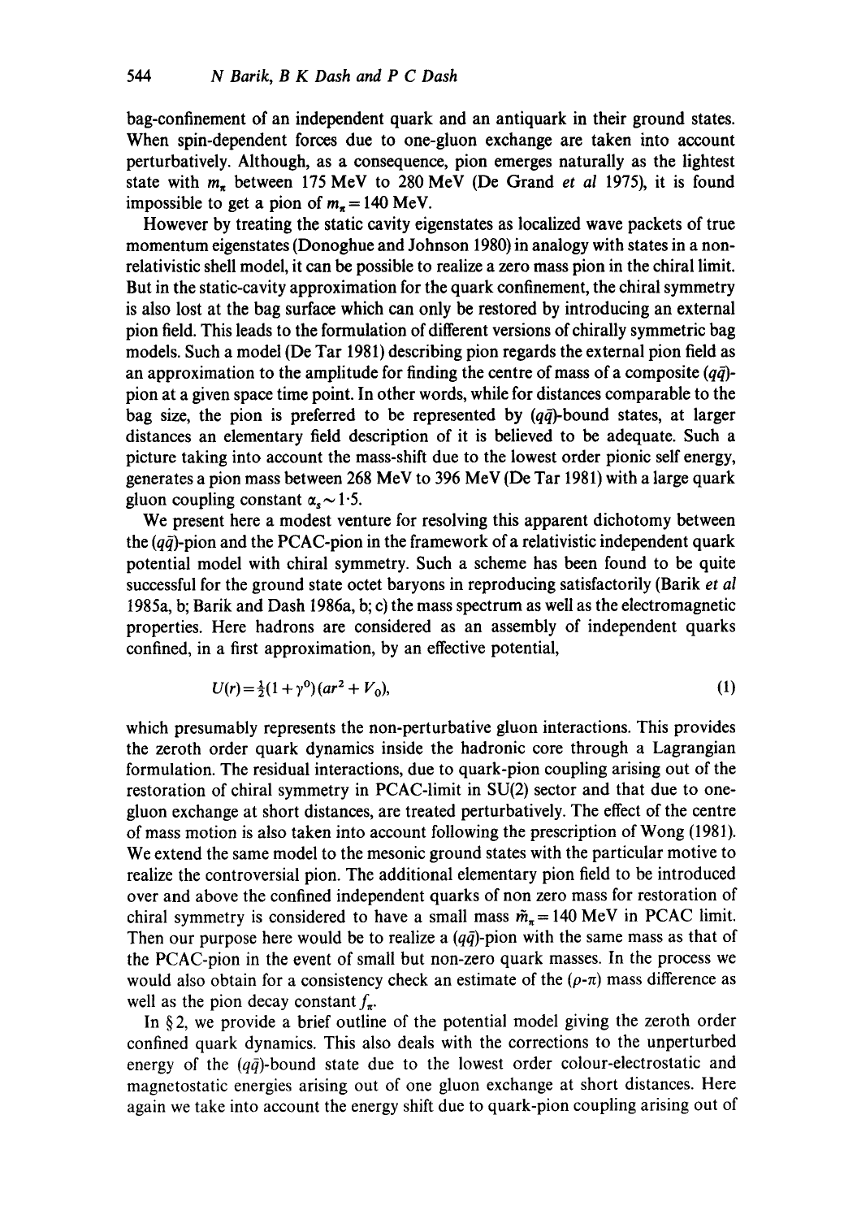bag-confinement of an independent quark and an antiquark in their ground states. When spin-dependent forces due to one-gluon exchange are taken into account perturbatively. Although, as a consequence, pion emerges naturally as the lightest state with $m_\pi$ between 175 MeV to 280 MeV (De Grand *et al* 1975), it is found impossible to get a pion of $m_\pi = 140$ MeV.

However by treating the static cavity eigenstates as localized wave packets of true momentum eigenstates (Donoghue and Johnson 1980) in analogy with states in a non-relativistic shell model, it can be possible to realize a zero mass pion in the chiral limit. But in the static-cavity approximation for the quark confinement, the chiral symmetry is also lost at the bag surface which can only be restored by introducing an external pion field. This leads to the formulation of different versions of chirally symmetric bag models. Such a model (De Tar 1981) describing pion regards the external pion field as an approximation to the amplitude for finding the centre of mass of a composite $(q\bar{q})$-pion at a given space time point. In other words, while for distances comparable to the bag size, the pion is preferred to be represented by $(q\bar{q})$-bound states, at larger distances an elementary field description of it is believed to be adequate. Such a picture taking into account the mass-shift due to the lowest order pionic self energy, generates a pion mass between 268 MeV to 396 MeV (De Tar 1981) with a large quark gluon coupling constant $\alpha_s \sim 1{\cdot}5$.

We present here a modest venture for resolving this apparent dichotomy between the $(q\bar{q})$-pion and the PCAC-pion in the framework of a relativistic independent quark potential model with chiral symmetry. Such a scheme has been found to be quite successful for the ground state octet baryons in reproducing satisfactorily (Barik *et al* 1985a, b; Barik and Dash 1986a, b; c) the mass spectrum as well as the electromagnetic properties. Here hadrons are considered as an assembly of independent quarks confined, in a first approximation, by an effective potential,

$$U(r) = \tfrac{1}{2}(1+\gamma^0)(ar^2 + V_0), \tag{1}$$

which presumably represents the non-perturbative gluon interactions. This provides the zeroth order quark dynamics inside the hadronic core through a Lagrangian formulation. The residual interactions, due to quark-pion coupling arising out of the restoration of chiral symmetry in PCAC-limit in SU(2) sector and that due to one-gluon exchange at short distances, are treated perturbatively. The effect of the centre of mass motion is also taken into account following the prescription of Wong (1981). We extend the same model to the mesonic ground states with the particular motive to realize the controversial pion. The additional elementary pion field to be introduced over and above the confined independent quarks of non zero mass for restoration of chiral symmetry is considered to have a small mass $\tilde{m}_\pi = 140$ MeV in PCAC limit. Then our purpose here would be to realize a $(q\bar{q})$-pion with the same mass as that of the PCAC-pion in the event of small but non-zero quark masses. In the process we would also obtain for a consistency check an estimate of the $(\rho\text{-}\pi)$ mass difference as well as the pion decay constant $f_\pi$.

In §2, we provide a brief outline of the potential model giving the zeroth order confined quark dynamics. This also deals with the corrections to the unperturbed energy of the $(q\bar{q})$-bound state due to the lowest order colour-electrostatic and magnetostatic energies arising out of one gluon exchange at short distances. Here again we take into account the energy shift due to quark-pion coupling arising out of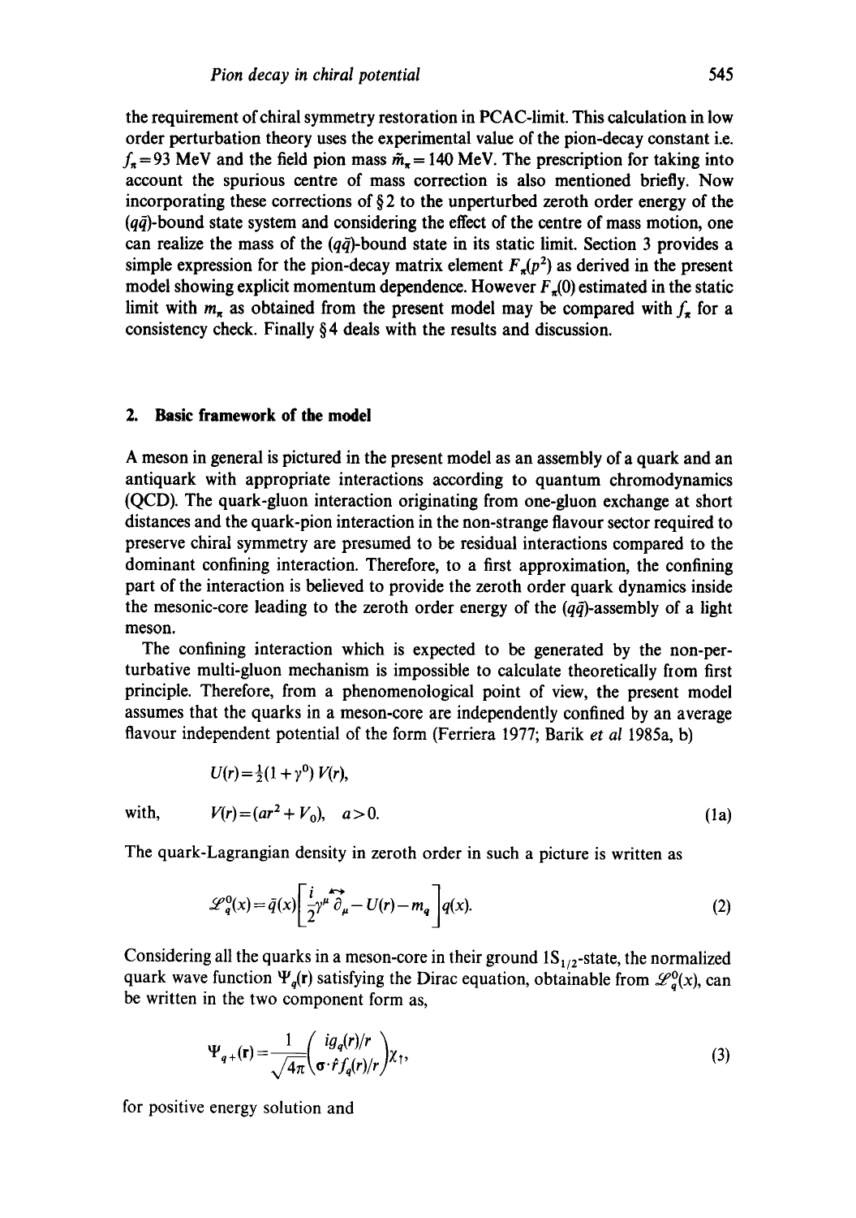the requirement of chiral symmetry restoration in PCAC-limit. This calculation in low order perturbation theory uses the experimental value of the pion-decay constant i.e. $f_\pi = 93$ MeV and the field pion mass $\tilde{m}_\pi = 140$ MeV. The prescription for taking into account the spurious centre of mass correction is also mentioned briefly. Now incorporating these corrections of § 2 to the unperturbed zeroth order energy of the $(q\bar{q})$-bound state system and considering the effect of the centre of mass motion, one can realize the mass of the $(q\bar{q})$-bound state in its static limit. Section 3 provides a simple expression for the pion-decay matrix element $F_\pi(p^2)$ as derived in the present model showing explicit momentum dependence. However $F_\pi(0)$ estimated in the static limit with $m_\pi$ as obtained from the present model may be compared with $f_\pi$ for a consistency check. Finally § 4 deals with the results and discussion.

## 2. Basic framework of the model

A meson in general is pictured in the present model as an assembly of a quark and an antiquark with appropriate interactions according to quantum chromodynamics (QCD). The quark-gluon interaction originating from one-gluon exchange at short distances and the quark-pion interaction in the non-strange flavour sector required to preserve chiral symmetry are presumed to be residual interactions compared to the dominant confining interaction. Therefore, to a first approximation, the confining part of the interaction is believed to provide the zeroth order quark dynamics inside the mesonic-core leading to the zeroth order energy of the $(q\bar{q})$-assembly of a light meson.

The confining interaction which is expected to be generated by the non-perturbative multi-gluon mechanism is impossible to calculate theoretically from first principle. Therefore, from a phenomenological point of view, the present model assumes that the quarks in a meson-core are independently confined by an average flavour independent potential of the form (Ferriera 1977; Barik *et al* 1985a, b)

$$U(r) = \tfrac{1}{2}(1 + \gamma^0)\, V(r),$$

with, $$V(r) = (ar^2 + V_0), \quad a > 0. \tag{1a}$$

The quark-Lagrangian density in zeroth order in such a picture is written as

$$\mathscr{L}_q^0(x) = \bar{q}(x)\left[\frac{i}{2}\gamma^\mu \overleftrightarrow{\partial}_\mu - U(r) - m_q\right] q(x). \tag{2}$$

Considering all the quarks in a meson-core in their ground $1S_{1/2}$-state, the normalized quark wave function $\Psi_q(\mathbf{r})$ satisfying the Dirac equation, obtainable from $\mathscr{L}_q^0(x)$, can be written in the two component form as,

$$\Psi_{q+}(\mathbf{r}) = \frac{1}{\sqrt{4\pi}}\begin{pmatrix} i g_q(r)/r \\ \boldsymbol{\sigma}\cdot\hat{r} f_q(r)/r \end{pmatrix}\chi_\uparrow, \tag{3}$$

for positive energy solution and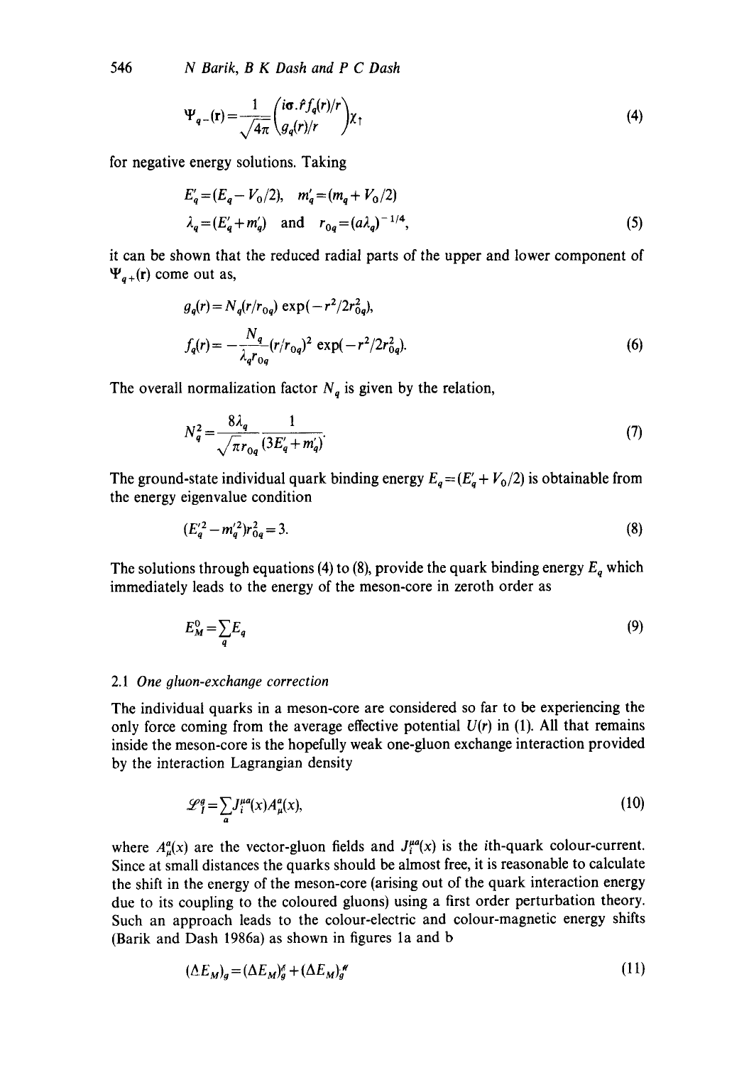$$\Psi_{q-}(\mathbf{r})=\frac{1}{\sqrt{4\pi}}\begin{pmatrix} i\boldsymbol{\sigma}.\hat{r}f_q(r)/r \\ g_q(r)/r \end{pmatrix}\chi_\uparrow \tag{4}$$

for negative energy solutions. Taking

$$\begin{aligned} E'_q&=(E_q-V_0/2), \quad m'_q=(m_q+V_0/2)\\ \lambda_q&=(E'_q+m'_q) \quad \text{and} \quad r_{0q}=(a\lambda_q)^{-1/4}, \end{aligned} \tag{5}$$

it can be shown that the reduced radial parts of the upper and lower component of $\Psi_{q+}(\mathbf{r})$ come out as,

$$\begin{aligned} g_q(r)&=N_q(r/r_{0q})\exp(-r^2/2r_{0q}^2),\\ f_q(r)&=-\frac{N_q}{\lambda_q r_{0q}}(r/r_{0q})^2\exp(-r^2/2r_{0q}^2). \end{aligned} \tag{6}$$

The overall normalization factor $N_q$ is given by the relation,

$$N_q^2=\frac{8\lambda_q}{\sqrt{\pi}r_{0q}}\frac{1}{(3E'_q+m'_q)}. \tag{7}$$

The ground-state individual quark binding energy $E_q=(E'_q+V_0/2)$ is obtainable from the energy eigenvalue condition

$$(E'^2_q-m'^2_q)r_{0q}^2=3. \tag{8}$$

The solutions through equations (4) to (8), provide the quark binding energy $E_q$ which immediately leads to the energy of the meson-core in zeroth order as

$$E_M^0=\sum_q E_q \tag{9}$$

### 2.1 *One gluon-exchange correction*

The individual quarks in a meson-core are considered so far to be experiencing the only force coming from the average effective potential $U(r)$ in (1). All that remains inside the meson-core is the hopefully weak one-gluon exchange interaction provided by the interaction Lagrangian density

$$\mathscr{L}_I^g=\sum_a J_i^{\mu a}(x)A_\mu^a(x), \tag{10}$$

where $A_\mu^a(x)$ are the vector-gluon fields and $J_i^{\mu a}(x)$ is the $i$th-quark colour-current. Since at small distances the quarks should be almost free, it is reasonable to calculate the shift in the energy of the meson-core (arising out of the quark interaction energy due to its coupling to the coloured gluons) using a first order perturbation theory. Such an approach leads to the colour-electric and colour-magnetic energy shifts (Barik and Dash 1986a) as shown in figures 1a and b

$$(\Delta E_M)_g=(\Delta E_M)_g^{\mathscr{E}}+(\Delta E_M)_g^{\mathscr{M}} \tag{11}$$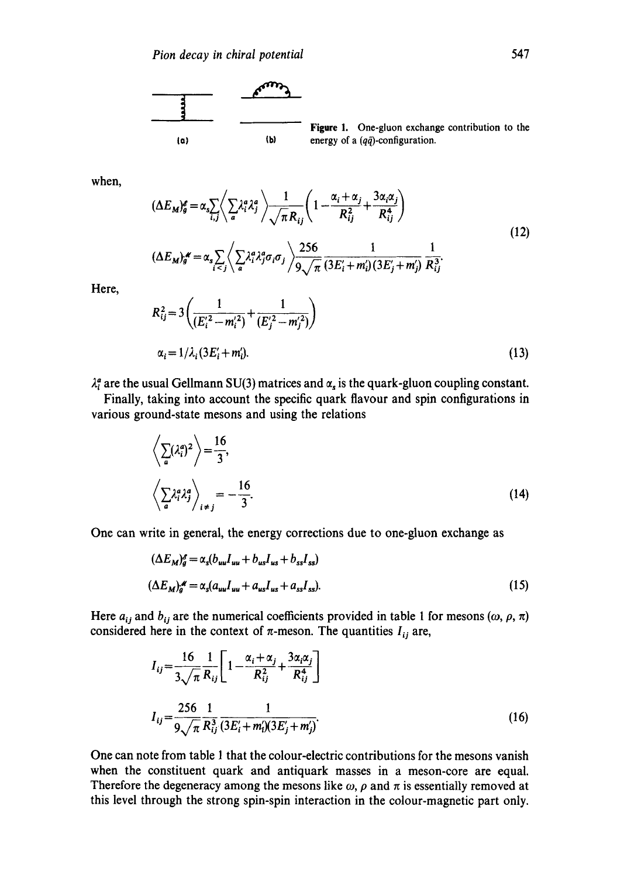Figure 1. One-gluon exchange contribution to the energy of a $(q\bar{q})$-configuration.

when,

$$(\Delta E_M)_g^{\mathscr{E}} = \alpha_s \sum_{i,j} \left\langle \sum_a \lambda_i^a \lambda_j^a \right\rangle \frac{1}{\sqrt{\pi} R_{ij}} \left(1 - \frac{\alpha_i + \alpha_j}{R_{ij}^2} + \frac{3\alpha_i \alpha_j}{R_{ij}^4}\right)$$

$$(\Delta E_M)_g^{\mathscr{M}} = \alpha_s \sum_{i<j} \left\langle \sum_a \lambda_i^a \lambda_j^a \sigma_i \sigma_j \right\rangle \frac{256}{9\sqrt{\pi}} \frac{1}{(3E_i' + m_i')(3E_j' + m_j')} \frac{1}{R_{ij}^3}. \tag{12}$$

Here,

$$R_{ij}^2 = 3\left(\frac{1}{(E_i'^2 - m_i'^2)} + \frac{1}{(E_j'^2 - m_j'^2)}\right)$$

$$\alpha_i = 1/\lambda_i (3E_i' + m_i'). \tag{13}$$

$\lambda_i^a$ are the usual Gellmann SU(3) matrices and $\alpha_s$ is the quark-gluon coupling constant.

Finally, taking into account the specific quark flavour and spin configurations in various ground-state mesons and using the relations

$$\left\langle \sum_a (\lambda_i^a)^2 \right\rangle = \frac{16}{3},$$

$$\left\langle \sum_a \lambda_i^a \lambda_j^a \right\rangle_{i \neq j} = -\frac{16}{3}. \tag{14}$$

One can write in general, the energy corrections due to one-gluon exchange as

$$(\Delta E_M)_g^{\mathscr{E}} = \alpha_s (b_{uu} I_{uu} + b_{us} I_{us} + b_{ss} I_{ss})$$

$$(\Delta E_M)_g^{\mathscr{M}} = \alpha_s (a_{uu} I_{uu} + a_{us} I_{us} + a_{ss} I_{ss}). \tag{15}$$

Here $a_{ij}$ and $b_{ij}$ are the numerical coefficients provided in table 1 for mesons ($\omega$, $\rho$, $\pi$) considered here in the context of $\pi$-meson. The quantities $I_{ij}$ are,

$$I_{ij} = \frac{16}{3\sqrt{\pi}} \frac{1}{R_{ij}} \left[1 - \frac{\alpha_i + \alpha_j}{R_{ij}^2} + \frac{3\alpha_i \alpha_j}{R_{ij}^4}\right]$$

$$I_{ij} = \frac{256}{9\sqrt{\pi}} \frac{1}{R_{ij}^3} \frac{1}{(3E_i' + m_i')(3E_j' + m_j')}. \tag{16}$$

One can note from table 1 that the colour-electric contributions for the mesons vanish when the constituent quark and antiquark masses in a meson-core are equal. Therefore the degeneracy among the mesons like $\omega$, $\rho$ and $\pi$ is essentially removed at this level through the strong spin-spin interaction in the colour-magnetic part only.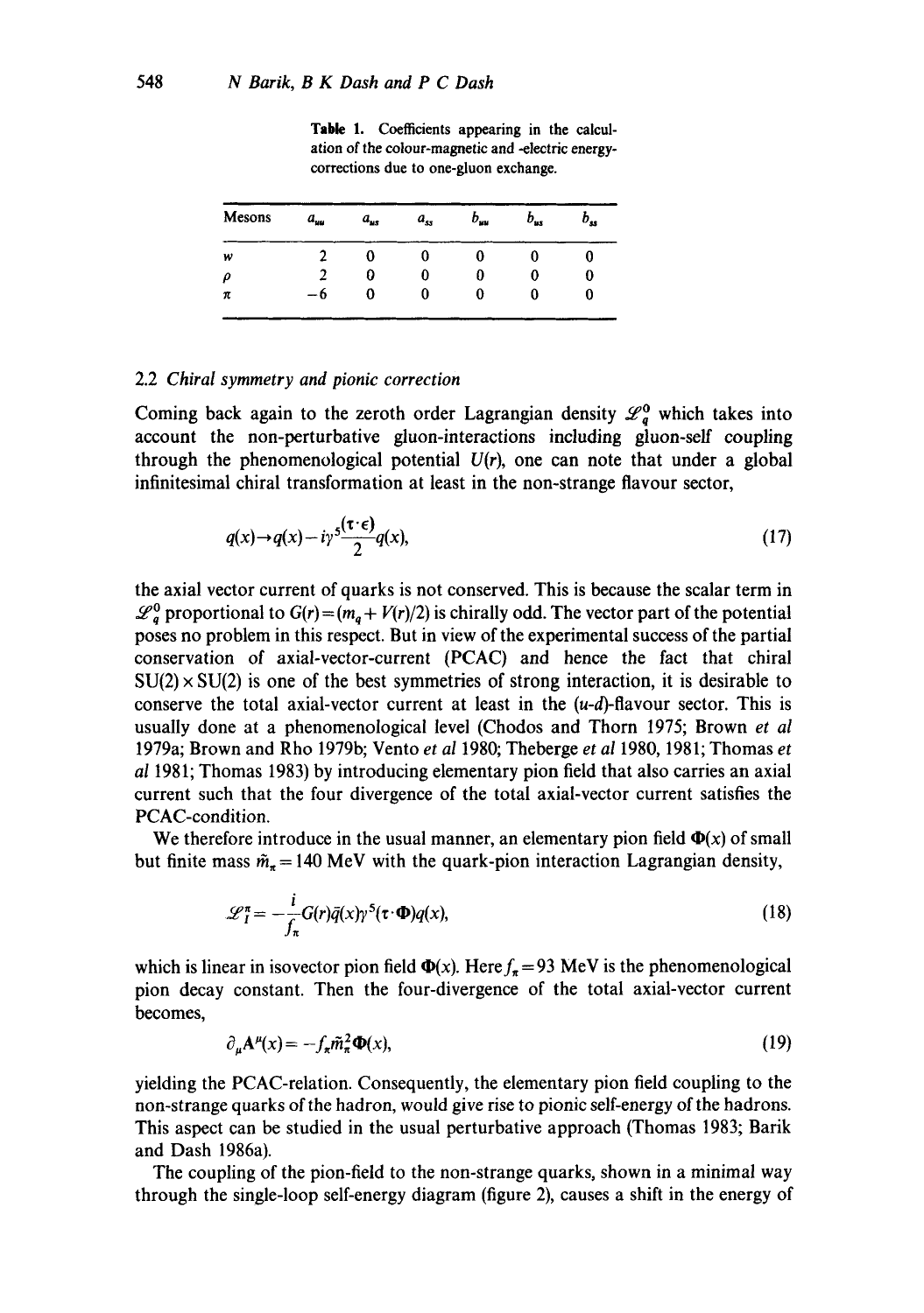**Table 1.** Coefficients appearing in the calculation of the colour-magnetic and -electric energy-corrections due to one-gluon exchange.

| Mesons | $a_{uu}$ | $a_{us}$ | $a_{ss}$ | $b_{uu}$ | $b_{us}$ | $b_{ss}$ |
|---|---|---|---|---|---|---|
| $w$ | 2 | 0 | 0 | 0 | 0 | 0 |
| $\rho$ | 2 | 0 | 0 | 0 | 0 | 0 |
| $\pi$ | $-6$ | 0 | 0 | 0 | 0 | 0 |

### 2.2 *Chiral symmetry and pionic correction*

Coming back again to the zeroth order Lagrangian density $\mathscr{L}_q^0$ which takes into account the non-perturbative gluon-interactions including gluon-self coupling through the phenomenological potential $U(r)$, one can note that under a global infinitesimal chiral transformation at least in the non-strange flavour sector,

$$q(x) \rightarrow q(x) - i\gamma^5 \frac{(\boldsymbol{\tau} \cdot \boldsymbol{\epsilon})}{2} q(x), \tag{17}$$

the axial vector current of quarks is not conserved. This is because the scalar term in $\mathscr{L}_q^0$ proportional to $G(r) = (m_q + V(r)/2)$ is chirally odd. The vector part of the potential poses no problem in this respect. But in view of the experimental success of the partial conservation of axial-vector-current (PCAC) and hence the fact that chiral $SU(2) \times SU(2)$ is one of the best symmetries of strong interaction, it is desirable to conserve the total axial-vector current at least in the ($u$-$d$)-flavour sector. This is usually done at a phenomenological level (Chodos and Thorn 1975; Brown *et al* 1979a; Brown and Rho 1979b; Vento *et al* 1980; Theberge *et al* 1980, 1981; Thomas *et al* 1981; Thomas 1983) by introducing elementary pion field that also carries an axial current such that the four divergence of the total axial-vector current satisfies the PCAC-condition.

We therefore introduce in the usual manner, an elementary pion field $\boldsymbol{\Phi}(x)$ of small but finite mass $\tilde{m}_\pi = 140$ MeV with the quark-pion interaction Lagrangian density,

$$\mathscr{L}_I^\pi = -\frac{i}{f_\pi} G(r) \bar{q}(x) \gamma^5 (\boldsymbol{\tau} \cdot \boldsymbol{\Phi}) q(x), \tag{18}$$

which is linear in isovector pion field $\boldsymbol{\Phi}(x)$. Here $f_\pi = 93$ MeV is the phenomenological pion decay constant. Then the four-divergence of the total axial-vector current becomes,

$$\partial_\mu \mathbf{A}^\mu(x) = -f_\pi \tilde{m}_\pi^2 \boldsymbol{\Phi}(x), \tag{19}$$

yielding the PCAC-relation. Consequently, the elementary pion field coupling to the non-strange quarks of the hadron, would give rise to pionic self-energy of the hadrons. This aspect can be studied in the usual perturbative approach (Thomas 1983; Barik and Dash 1986a).

The coupling of the pion-field to the non-strange quarks, shown in a minimal way through the single-loop self-energy diagram (figure 2), causes a shift in the energy of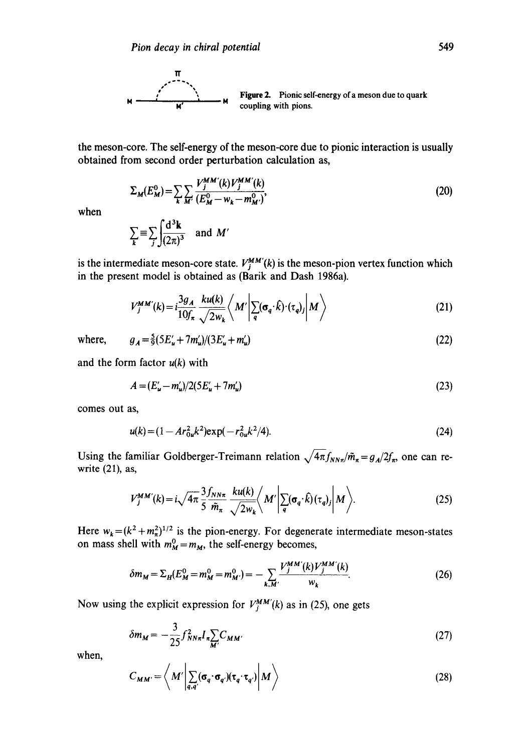Figure 2. Pionic self-energy of a meson due to quark coupling with pions.

the meson-core. The self-energy of the meson-core due to pionic interaction is usually obtained from second order perturbation calculation as,

$$\Sigma_M(E_M^0)=\sum_k\sum_{M'}\frac{V_j^{MM'}(k)V_j^{MM'}(k)}{(E_M^0-w_k-m_{M'}^0)}, \tag{20}$$

when

$$\sum_k \equiv \sum_j \int \frac{d^3\mathbf{k}}{(2\pi)^3} \quad \text{and } M'$$

is the intermediate meson-core state. $V_j^{MM'}(k)$ is the meson-pion vertex function which in the present model is obtained as (Barik and Dash 1986a).

$$V_j^{MM'}(k)=i\frac{3g_A}{10f_\pi}\frac{ku(k)}{\sqrt{2w_k}}\left\langle M'\left|\sum_q(\boldsymbol{\sigma}_q\cdot\hat{k})\cdot(\tau_q)_j\right|M\right\rangle \tag{21}$$

where, $$g_A=\tfrac{5}{9}(5E_u'+7m_u')/(3E_u'+m_u') \tag{22}$$

and the form factor $u(k)$ with

$$A=(E_u'-m_u')/2(5E_u'+7m_u') \tag{23}$$

comes out as,

$$u(k)=(1-Ar_{0u}^2k^2)\exp(-r_{0u}^2k^2/4). \tag{24}$$

Using the familiar Goldberger-Treimann relation $\sqrt{4\pi}f_{NN\pi}/\tilde{m}_\pi=g_A/2f_\pi$, one can re-write (21), as,

$$V_j^{MM'}(k)=i\sqrt{4\pi}\frac{3f_{NN\pi}}{5\,\tilde{m}_\pi}\frac{ku(k)}{\sqrt{2w_k}}\left\langle M'\left|\sum_q(\boldsymbol{\sigma}_q\cdot\hat{k})(\tau_q)_j\right|M\right\rangle. \tag{25}$$

Here $w_k=(k^2+m_\pi^2)^{1/2}$ is the pion-energy. For degenerate intermediate meson-states on mass shell with $m_M^0=m_M$, the self-energy becomes,

$$\delta m_M=\Sigma_H(E_M^0=m_M^0=m_{M'}^0)=-\sum_{k,M'}\frac{V_j^{MM'}(k)V_j^{MM'}(k)}{w_k}. \tag{26}$$

Now using the explicit expression for $V_j^{MM'}(k)$ as in (25), one gets

$$\delta m_M=-\frac{3}{25}f_{NN\pi}^2 I_\pi \sum_{M'} C_{MM'} \tag{27}$$

when,

$$C_{MM'}=\left\langle M'\left|\sum_{q,q'}(\boldsymbol{\sigma}_q\cdot\boldsymbol{\sigma}_{q'})(\boldsymbol{\tau}_q\cdot\boldsymbol{\tau}_{q'})\right|M\right\rangle \tag{28}$$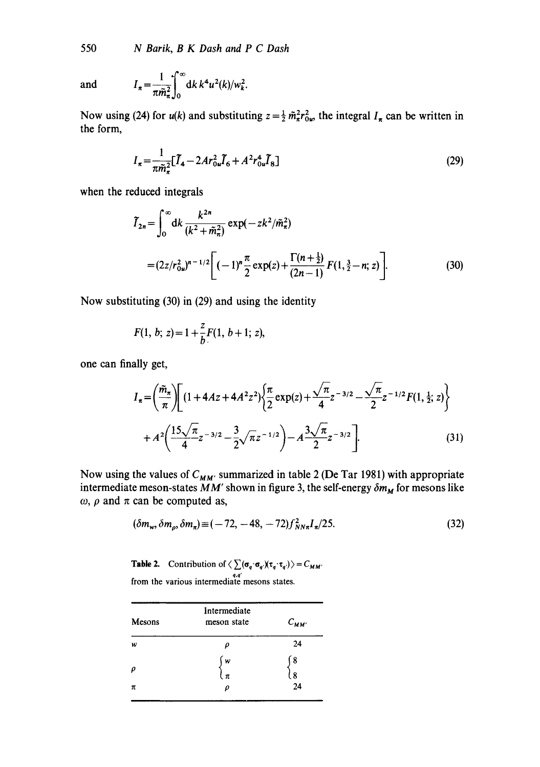and $$I_\pi = \frac{1}{\pi \tilde{m}_\pi^2} \int_0^\infty dk\, k^4 u^2(k)/w_k^2.$$

Now using (24) for $u(k)$ and substituting $z = \frac{1}{2}\tilde{m}_\pi^2 r_{0u}^2$, the integral $I_\pi$ can be written in the form,

$$I_\pi = \frac{1}{\pi \tilde{m}_\pi^2} [\tilde{I}_4 - 2Ar_{0u}^2 \tilde{I}_6 + A^2 r_{0u}^4 \tilde{I}_8] \tag{29}$$

when the reduced integrals

$$\begin{aligned}\tilde{I}_{2n} &= \int_0^\infty dk \frac{k^{2n}}{(k^2 + \tilde{m}_\pi^2)} \exp(-zk^2/\tilde{m}_\pi^2) \\ &= (2z/r_{0u}^2)^{n-1/2} \left[ (-1)^n \frac{\pi}{2} \exp(z) + \frac{\Gamma(n+\frac{1}{2})}{(2n-1)} F(1, \tfrac{3}{2} - n; z) \right].\end{aligned} \tag{30}$$

Now substituting (30) in (29) and using the identity

$$F(1, b; z) = 1 + \frac{z}{b} F(1, b+1; z),$$

one can finally get,

$$\begin{aligned}I_\pi = \left(\frac{\tilde{m}_\pi}{\pi}\right) &\left[ (1 + 4Az + 4A^2 z^2) \left\{ \frac{\pi}{2} \exp(z) + \frac{\sqrt{\pi}}{4} z^{-3/2} - \frac{\sqrt{\pi}}{2} z^{-1/2} F(1, \tfrac{1}{2}; z) \right\} \right. \\ &\left. + A^2 \left( \frac{15\sqrt{\pi}}{4} z^{-3/2} - \frac{3}{2}\sqrt{\pi} z^{-1/2} \right) - A \frac{3\sqrt{\pi}}{2} z^{-3/2} \right].\end{aligned} \tag{31}$$

Now using the values of $C_{MM'}$ summarized in table 2 (De Tar 1981) with appropriate intermediate meson-states $MM'$ shown in figure 3, the self-energy $\delta m_M$ for mesons like $\omega$, $\rho$ and $\pi$ can be computed as,

$$(\delta m_\omega, \delta m_\rho, \delta m_\pi) \equiv (-72, -48, -72) f_{NN\pi}^2 I_\pi / 25. \tag{32}$$

**Table 2.** Contribution of $\langle \sum_{q,q'} (\sigma_q \cdot \sigma_{q'})(\tau_q \cdot \tau_{q'}) \rangle = C_{MM'}$ from the various intermediate mesons states.

| Mesons | Intermediate meson state | $C_{MM'}$ |
|---|---|---|
| $w$ | $\rho$ | 24 |
| $\rho$ | $w$ | 8 |
| | $\pi$ | 8 |
| $\pi$ | $\rho$ | 24 |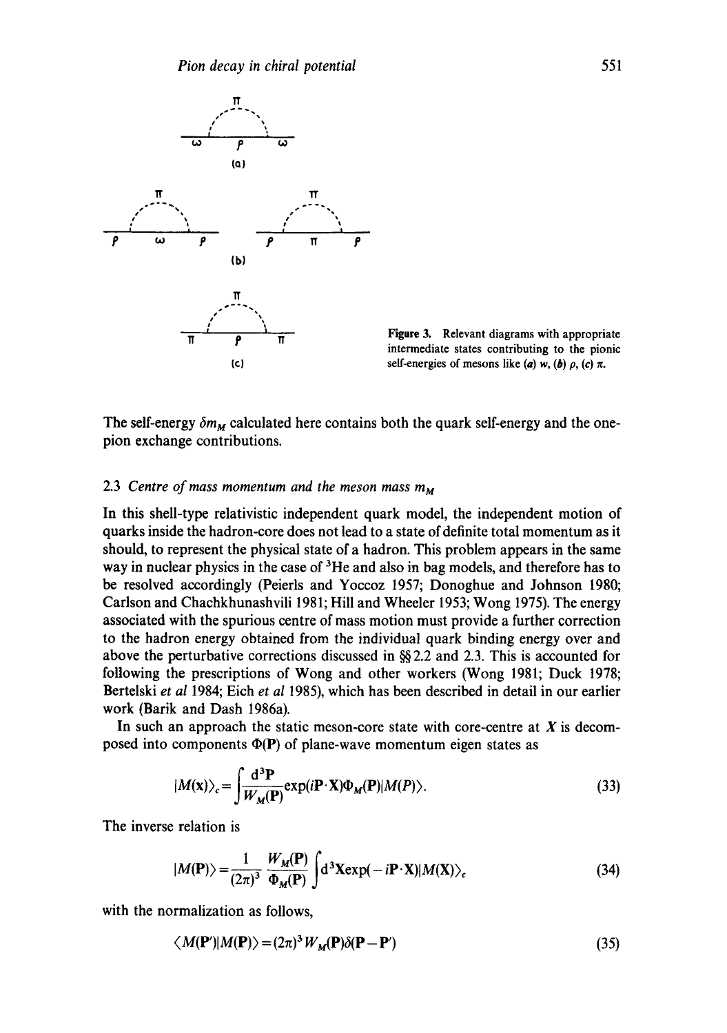Figure 3. Relevant diagrams with appropriate intermediate states contributing to the pionic self-energies of mesons like (*a*) *w*, (*b*) $\rho$, (*c*) $\pi$.

The self-energy $\delta m_M$ calculated here contains both the quark self-energy and the one-pion exchange contributions.

### 2.3 *Centre of mass momentum and the meson mass $m_M$*

In this shell-type relativistic independent quark model, the independent motion of quarks inside the hadron-core does not lead to a state of definite total momentum as it should, to represent the physical state of a hadron. This problem appears in the same way in nuclear physics in the case of $^3$He and also in bag models, and therefore has to be resolved accordingly (Peierls and Yoccoz 1957; Donoghue and Johnson 1980; Carlson and Chachkhunashvili 1981; Hill and Wheeler 1953; Wong 1975). The energy associated with the spurious centre of mass motion must provide a further correction to the hadron energy obtained from the individual quark binding energy over and above the perturbative corrections discussed in §§ 2.2 and 2.3. This is accounted for following the prescriptions of Wong and other workers (Wong 1981; Duck 1978; Bertelski *et al* 1984; Eich *et al* 1985), which has been described in detail in our earlier work (Barik and Dash 1986a).

In such an approach the static meson-core state with core-centre at $X$ is decomposed into components $\Phi(\mathbf{P})$ of plane-wave momentum eigen states as

$$|M(\mathbf{x})\rangle_c = \int \frac{d^3\mathbf{P}}{W_M(\mathbf{P})} \exp(i\mathbf{P}\cdot\mathbf{X})\Phi_M(\mathbf{P})|M(P)\rangle. \tag{33}$$

The inverse relation is

$$|M(\mathbf{P})\rangle = \frac{1}{(2\pi)^3}\frac{W_M(\mathbf{P})}{\Phi_M(\mathbf{P})}\int d^3\mathbf{X}\exp(-i\mathbf{P}\cdot\mathbf{X})|M(\mathbf{X})\rangle_c \tag{34}$$

with the normalization as follows,

$$\langle M(\mathbf{P}')|M(\mathbf{P})\rangle = (2\pi)^3 W_M(\mathbf{P})\delta(\mathbf{P}-\mathbf{P}') \tag{35}$$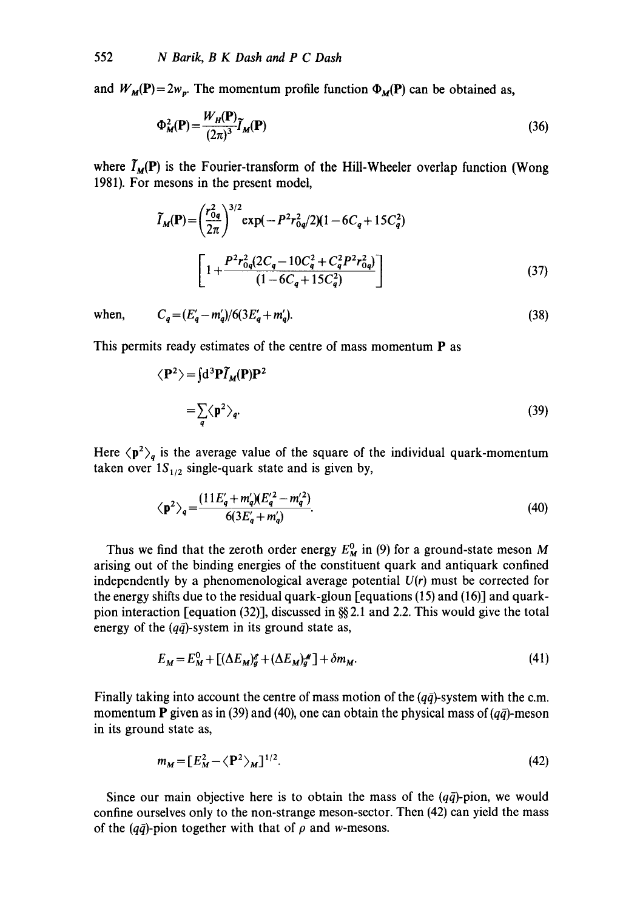and $W_M(\mathbf{P}) = 2w_p$. The momentum profile function $\Phi_M(\mathbf{P})$ can be obtained as,

$$\Phi_M^2(\mathbf{P}) = \frac{W_H(\mathbf{P})}{(2\pi)^3} \tilde{I}_M(\mathbf{P}) \tag{36}$$

where $\tilde{I}_M(\mathbf{P})$ is the Fourier-transform of the Hill-Wheeler overlap function (Wong 1981). For mesons in the present model,

$$\tilde{I}_M(\mathbf{P}) = \left(\frac{r_{0q}^2}{2\pi}\right)^{3/2} \exp(-P^2 r_{0q}^2/2)(1 - 6C_q + 15C_q^2)$$

$$\left[1 + \frac{P^2 r_{0q}^2 (2C_q - 10C_q^2 + C_q^2 P^2 r_{0q}^2)}{(1 - 6C_q + 15C_q^2)}\right] \tag{37}$$

when, $\quad C_q = (E_q' - m_q')/6(3E_q' + m_q').$ $\quad$ (38)

This permits ready estimates of the centre of mass momentum **P** as

$$\langle \mathbf{P}^2 \rangle = \int d^3\mathbf{P} \tilde{I}_M(\mathbf{P}) \mathbf{P}^2$$

$$= \sum_q \langle \mathbf{p}^2 \rangle_q. \tag{39}$$

Here $\langle \mathbf{p}^2 \rangle_q$ is the average value of the square of the individual quark-momentum taken over $1S_{1/2}$ single-quark state and is given by,

$$\langle \mathbf{p}^2 \rangle_q = \frac{(11E_q' + m_q')(E_q'^2 - m_q'^2)}{6(3E_q' + m_q')}. \tag{40}$$

Thus we find that the zeroth order energy $E_M^0$ in (9) for a ground-state meson $M$ arising out of the binding energies of the constituent quark and antiquark confined independently by a phenomenological average potential $U(r)$ must be corrected for the energy shifts due to the residual quark-gloun [equations (15) and (16)] and quark-pion interaction [equation (32)], discussed in §§ 2.1 and 2.2. This would give the total energy of the $(q\bar{q})$-system in its ground state as,

$$E_M = E_M^0 + [(\Delta E_M)_g^{\mathscr{E}} + (\Delta E_M)_g^{\mathscr{M}}] + \delta m_M. \tag{41}$$

Finally taking into account the centre of mass motion of the $(q\bar{q})$-system with the c.m. momentum **P** given as in (39) and (40), one can obtain the physical mass of $(q\bar{q})$-meson in its ground state as,

$$m_M = [E_M^2 - \langle \mathbf{P}^2 \rangle_M]^{1/2}. \tag{42}$$

Since our main objective here is to obtain the mass of the $(q\bar{q})$-pion, we would confine ourselves only to the non-strange meson-sector. Then (42) can yield the mass of the $(q\bar{q})$-pion together with that of $\rho$ and $w$-mesons.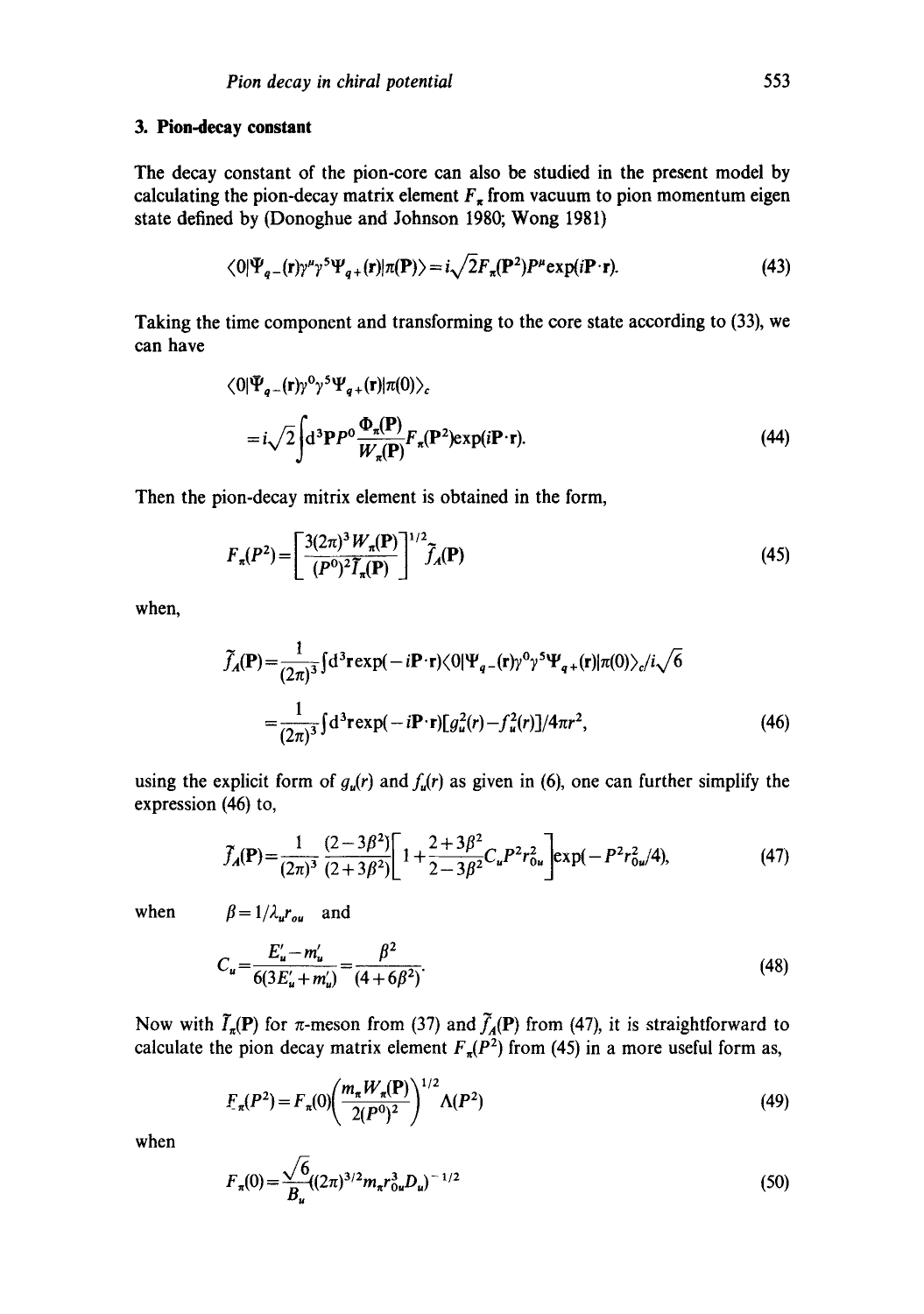## 3. Pion-decay constant

The decay constant of the pion-core can also be studied in the present model by calculating the pion-decay matrix element $F_\pi$ from vacuum to pion momentum eigen state defined by (Donoghue and Johnson 1980; Wong 1981)

$$\langle 0|\bar{\Psi}_{q-}(\mathbf{r})\gamma^\mu\gamma^5\Psi_{q+}(\mathbf{r})|\pi(\mathbf{P})\rangle = i\sqrt{2}F_\pi(\mathbf{P}^2)P^\mu \exp(i\mathbf{P}\cdot\mathbf{r}). \tag{43}$$

Taking the time component and transforming to the core state according to (33), we can have

$$\langle 0|\bar{\Psi}_{q-}(\mathbf{r})\gamma^0\gamma^5\Psi_{q+}(\mathbf{r})|\pi(0)\rangle_c$$

$$= i\sqrt{2}\int d^3\mathbf{P}\,P^0\frac{\Phi_\pi(\mathbf{P})}{W_\pi(\mathbf{P})}F_\pi(\mathbf{P}^2)\exp(i\mathbf{P}\cdot\mathbf{r}). \tag{44}$$

Then the pion-decay mitrix element is obtained in the form,

$$F_\pi(P^2) = \left[\frac{3(2\pi)^3 W_\pi(\mathbf{P})}{(P^0)^2\tilde{I}_\pi(\mathbf{P})}\right]^{1/2}\tilde{f}_A(\mathbf{P}) \tag{45}$$

when,

$$\tilde{f}_A(\mathbf{P}) = \frac{1}{(2\pi)^3}\int d^3\mathbf{r}\exp(-i\mathbf{P}\cdot\mathbf{r})\langle 0|\bar{\Psi}_{q-}(\mathbf{r})\gamma^0\gamma^5\Psi_{q+}(\mathbf{r})|\pi(0)\rangle_c / i\sqrt{6}$$

$$= \frac{1}{(2\pi)^3}\int d^3\mathbf{r}\exp(-i\mathbf{P}\cdot\mathbf{r})[g_u^2(r) - f_u^2(r)]/4\pi r^2, \tag{46}$$

using the explicit form of $g_u(r)$ and $f_u(r)$ as given in (6), one can further simplify the expression (46) to,

$$\tilde{f}_A(\mathbf{P}) = \frac{1}{(2\pi)^3}\frac{(2-3\beta^2)}{(2+3\beta^2)}\left[1 + \frac{2+3\beta^2}{2-3\beta^2}C_u P^2 r_{0u}^2\right]\exp(-P^2 r_{0u}^2/4), \tag{47}$$

when $\quad \beta = 1/\lambda_u r_{ou}$ and

$$C_u = \frac{E_u' - m_u'}{6(3E_u' + m_u')} = \frac{\beta^2}{(4+6\beta^2)}. \tag{48}$$

Now with $\tilde{I}_\pi(\mathbf{P})$ for $\pi$-meson from (37) and $\tilde{f}_A(\mathbf{P})$ from (47), it is straightforward to calculate the pion decay matrix element $F_\pi(P^2)$ from (45) in a more useful form as,

$$F_\pi(P^2) = F_\pi(0)\left(\frac{m_\pi W_\pi(\mathbf{P})}{2(P^0)^2}\right)^{1/2}\Lambda(P^2) \tag{49}$$

when

$$F_\pi(0) = \frac{\sqrt{6}}{B_u}((2\pi)^{3/2}m_\pi r_{0u}^3 D_u)^{-1/2} \tag{50}$$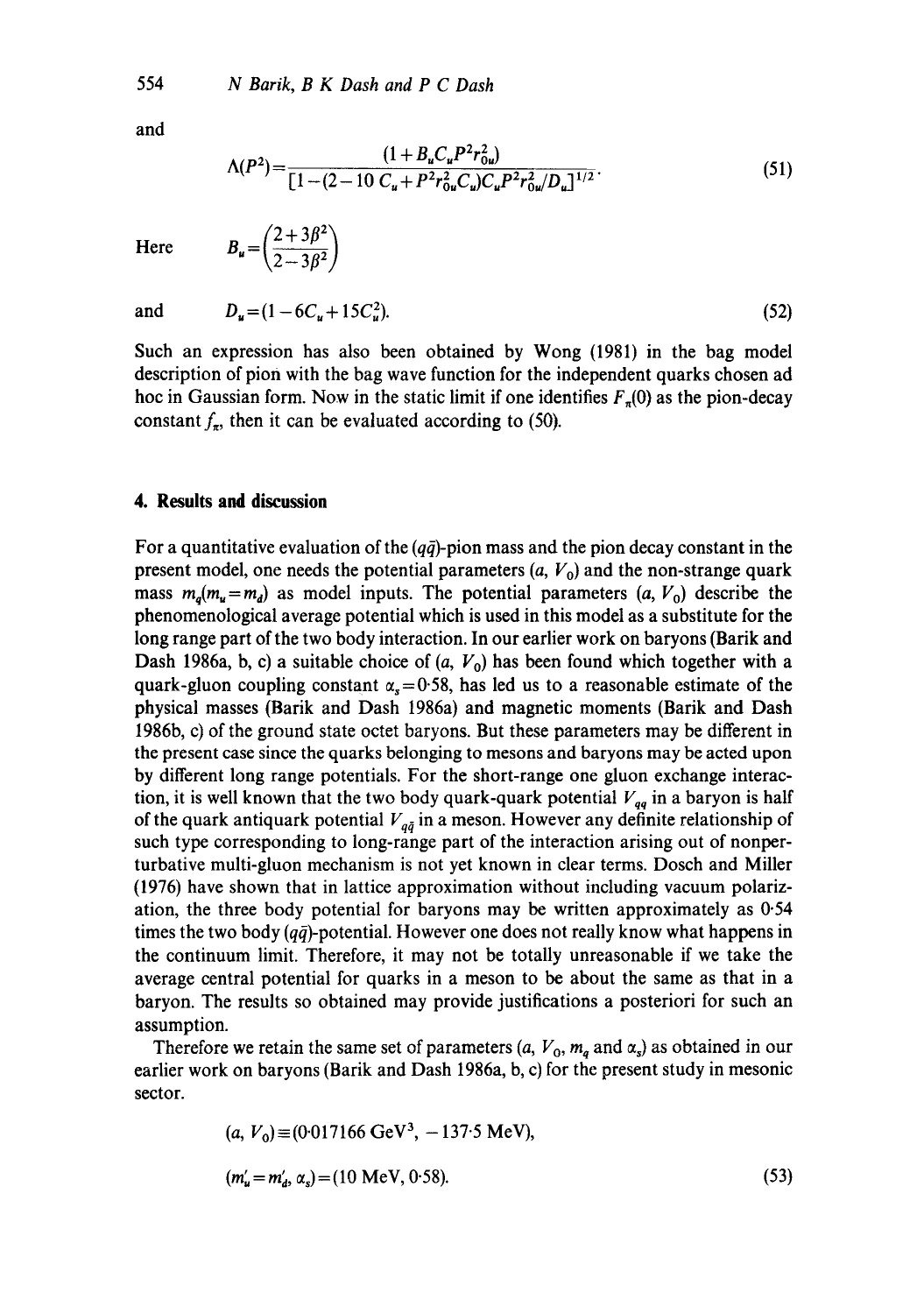and

$$\Lambda(P^2)=\frac{(1+B_u C_u P^2 r_{0u}^2)}{[1-(2-10\,C_u+P^2 r_{0u}^2 C_u)C_u P^2 r_{0u}^2/D_u]^{1/2}}. \tag{51}$$

Here $\quad B_u=\left(\dfrac{2+3\beta^2}{2-3\beta^2}\right)$

and $\quad D_u=(1-6C_u+15C_u^2).$ (52)

Such an expression has also been obtained by Wong (1981) in the bag model description of pion with the bag wave function for the independent quarks chosen ad hoc in Gaussian form. Now in the static limit if one identifies $F_\pi(0)$ as the pion-decay constant $f_\pi$, then it can be evaluated according to (50).

## 4. Results and discussion

For a quantitative evaluation of the $(q\bar{q})$-pion mass and the pion decay constant in the present model, one needs the potential parameters $(a, V_0)$ and the non-strange quark mass $m_q(m_u=m_d)$ as model inputs. The potential parameters $(a, V_0)$ describe the phenomenological average potential which is used in this model as a substitute for the long range part of the two body interaction. In our earlier work on baryons (Barik and Dash 1986a, b, c) a suitable choice of $(a, V_0)$ has been found which together with a quark-gluon coupling constant $\alpha_s=0{\cdot}58$, has led us to a reasonable estimate of the physical masses (Barik and Dash 1986a) and magnetic moments (Barik and Dash 1986b, c) of the ground state octet baryons. But these parameters may be different in the present case since the quarks belonging to mesons and baryons may be acted upon by different long range potentials. For the short-range one gluon exchange interaction, it is well known that the two body quark-quark potential $V_{qq}$ in a baryon is half of the quark antiquark potential $V_{q\bar{q}}$ in a meson. However any definite relationship of such type corresponding to long-range part of the interaction arising out of nonperturbative multi-gluon mechanism is not yet known in clear terms. Dosch and Miller (1976) have shown that in lattice approximation without including vacuum polarization, the three body potential for baryons may be written approximately as 0·54 times the two body $(q\bar{q})$-potential. However one does not really know what happens in the continuum limit. Therefore, it may not be totally unreasonable if we take the average central potential for quarks in a meson to be about the same as that in a baryon. The results so obtained may provide justifications a posteriori for such an assumption.

Therefore we retain the same set of parameters $(a, V_0, m_q$ and $\alpha_s)$ as obtained in our earlier work on baryons (Barik and Dash 1986a, b, c) for the present study in mesonic sector.

$$(a, V_0)\equiv(0{\cdot}017166\ \text{GeV}^3,\ -137{\cdot}5\ \text{MeV}),$$

$$(m_u'=m_d', \alpha_s)=(10\ \text{MeV}, 0{\cdot}58). \tag{53}$$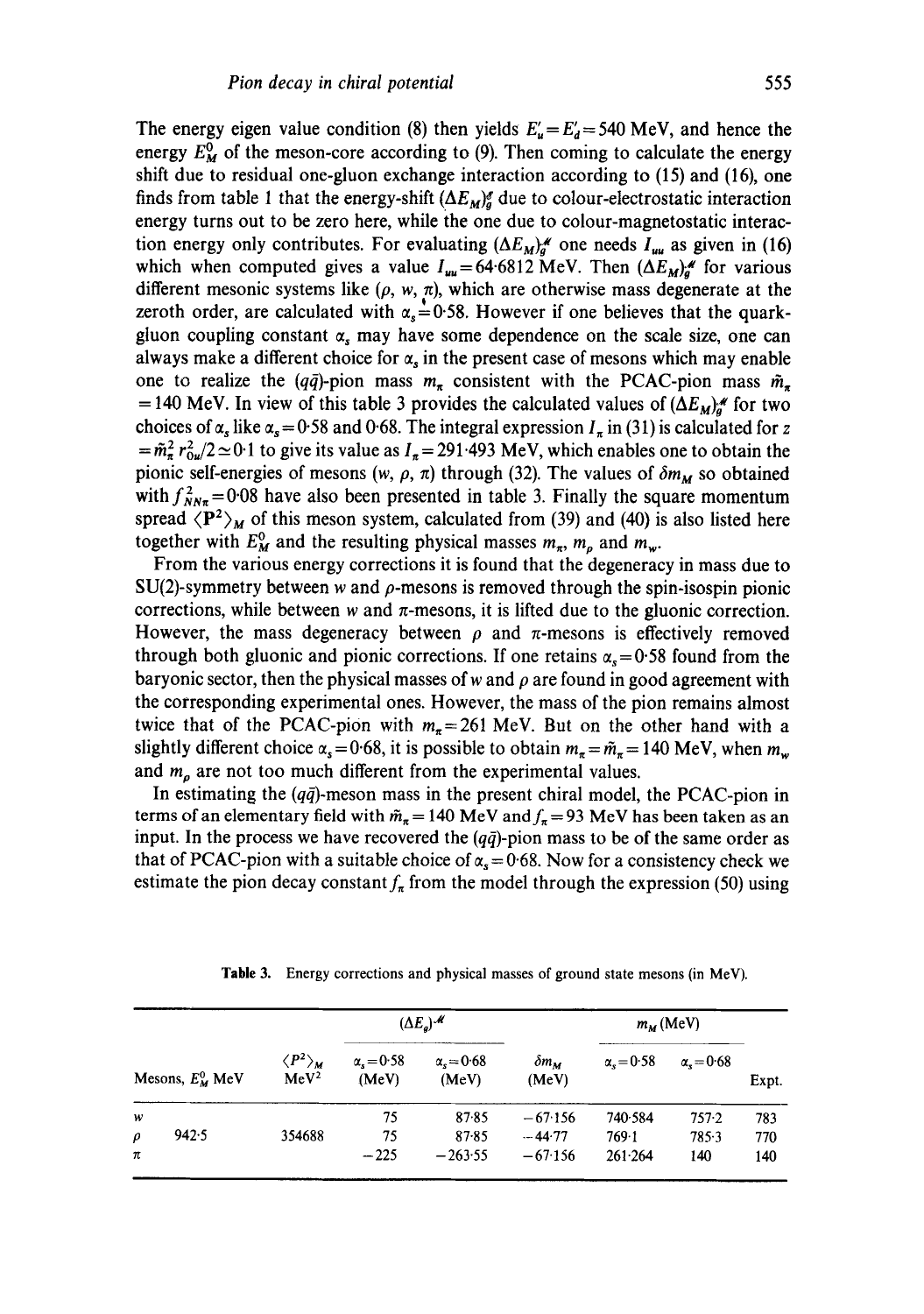The energy eigen value condition (8) then yields $E_u' = E_d' = 540$ MeV, and hence the energy $E_M^0$ of the meson-core according to (9). Then coming to calculate the energy shift due to residual one-gluon exchange interaction according to (15) and (16), one finds from table 1 that the energy-shift $(\Delta E_M)_g^{\mathscr{E}}$ due to colour-electrostatic interaction energy turns out to be zero here, while the one due to colour-magnetostatic interaction energy only contributes. For evaluating $(\Delta E_M)_g^{\mathscr{M}}$ one needs $I_{uu}$ as given in (16) which when computed gives a value $I_{uu} = 64{\cdot}6812$ MeV. Then $(\Delta E_M)_g^{\mathscr{M}}$ for various different mesonic systems like $(\rho, w, \pi)$, which are otherwise mass degenerate at the zeroth order, are calculated with $\alpha_s = 0{\cdot}58$. However if one believes that the quark-gluon coupling constant $\alpha_s$ may have some dependence on the scale size, one can always make a different choice for $\alpha_s$ in the present case of mesons which may enable one to realize the $(q\bar{q})$-pion mass $m_\pi$ consistent with the PCAC-pion mass $\tilde{m}_\pi = 140$ MeV. In view of this table 3 provides the calculated values of $(\Delta E_M)_g^{\mathscr{M}}$ for two choices of $\alpha_s$ like $\alpha_s = 0{\cdot}58$ and $0{\cdot}68$. The integral expression $I_\pi$ in (31) is calculated for $z = \tilde{m}_\pi^2 r_{0u}^2/2 \simeq 0{\cdot}1$ to give its value as $I_\pi = 291{\cdot}493$ MeV, which enables one to obtain the pionic self-energies of mesons $(w, \rho, \pi)$ through (32). The values of $\delta m_M$ so obtained with $f_{NN\pi}^2 = 0{\cdot}08$ have also been presented in table 3. Finally the square momentum spread $\langle \mathbf{P}^2 \rangle_M$ of this meson system, calculated from (39) and (40) is also listed here together with $E_M^0$ and the resulting physical masses $m_\pi$, $m_\rho$ and $m_w$.

From the various energy corrections it is found that the degeneracy in mass due to SU(2)-symmetry between $w$ and $\rho$-mesons is removed through the spin-isospin pionic corrections, while between $w$ and $\pi$-mesons, it is lifted due to the gluonic correction. However, the mass degeneracy between $\rho$ and $\pi$-mesons is effectively removed through both gluonic and pionic corrections. If one retains $\alpha_s = 0{\cdot}58$ found from the baryonic sector, then the physical masses of $w$ and $\rho$ are found in good agreement with the corresponding experimental ones. However, the mass of the pion remains almost twice that of the PCAC-pion with $m_\pi = 261$ MeV. But on the other hand with a slightly different choice $\alpha_s = 0{\cdot}68$, it is possible to obtain $m_\pi = \tilde{m}_\pi = 140$ MeV, when $m_w$ and $m_\rho$ are not too much different from the experimental values.

In estimating the $(q\bar{q})$-meson mass in the present chiral model, the PCAC-pion in terms of an elementary field with $\tilde{m}_\pi = 140$ MeV and $f_\pi = 93$ MeV has been taken as an input. In the process we have recovered the $(q\bar{q})$-pion mass to be of the same order as that of PCAC-pion with a suitable choice of $\alpha_s = 0{\cdot}68$. Now for a consistency check we estimate the pion decay constant $f_\pi$ from the model through the expression (50) using

**Table 3.** Energy corrections and physical masses of ground state mesons (in MeV).

| Mesons | $E_M^0$ MeV | $\langle P^2 \rangle_M$ MeV$^2$ | $(\Delta E_g)^{\mathscr{M}}$ $\alpha_s = 0{\cdot}58$ (MeV) | $(\Delta E_g)^{\mathscr{M}}$ $\alpha_s = 0{\cdot}68$ (MeV) | $\delta m_M$ (MeV) | $m_M$ (MeV) $\alpha_s = 0{\cdot}58$ | $m_M$ (MeV) $\alpha_s = 0{\cdot}68$ | Expt. |
|---|---|---|---|---|---|---|---|---|
| $w$ | | | 75 | 87·85 | −67·156 | 740·584 | 757·2 | 783 |
| $\rho$ | 942·5 | 354688 | 75 | 87·85 | −44·77 | 769·1 | 785·3 | 770 |
| $\pi$ | | | −225 | −263·55 | −67·156 | 261·264 | 140 | 140 |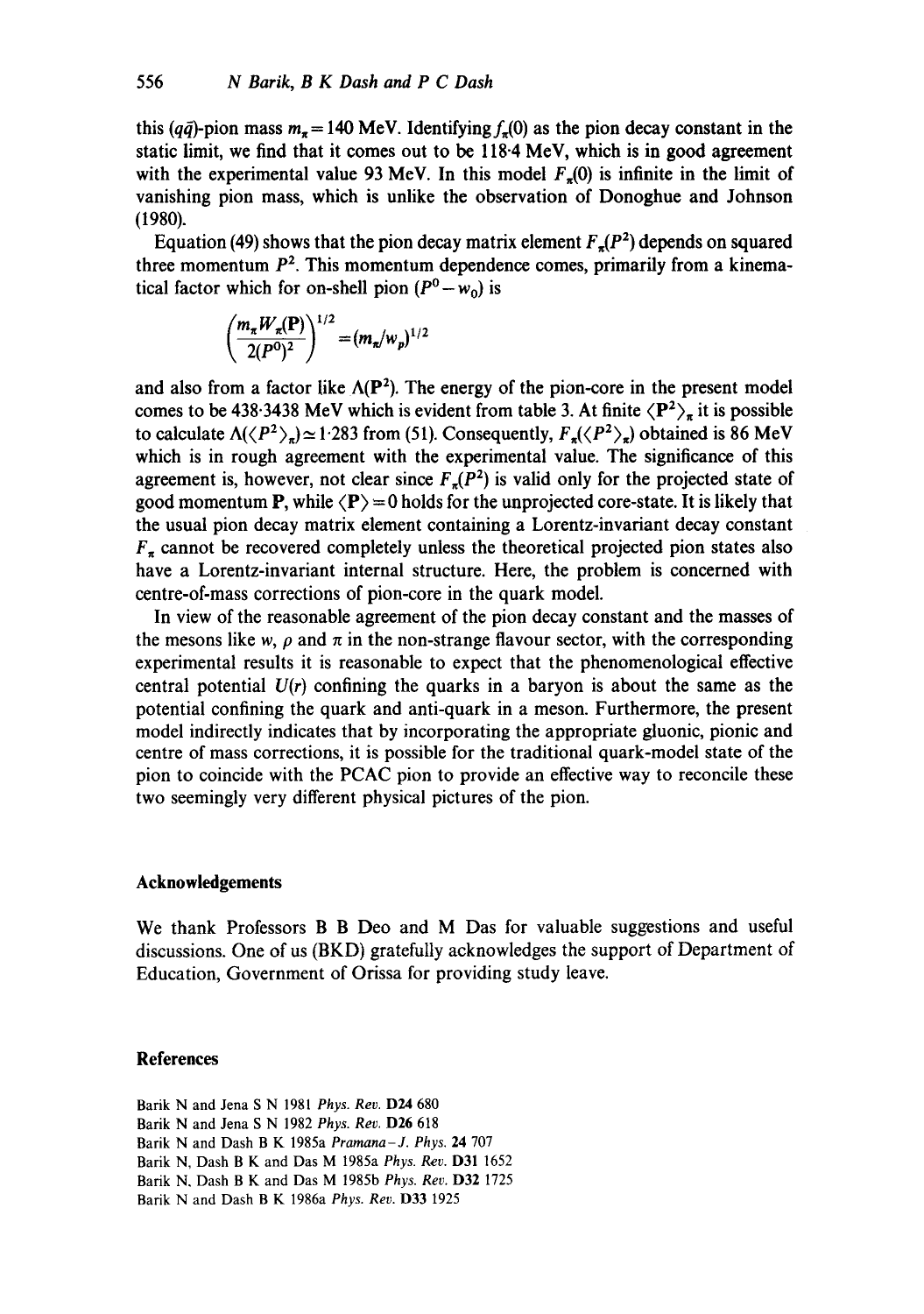this $(q\bar{q})$-pion mass $m_\pi = 140$ MeV. Identifying $f_\pi(0)$ as the pion decay constant in the static limit, we find that it comes out to be 118·4 MeV, which is in good agreement with the experimental value 93 MeV. In this model $F_\pi(0)$ is infinite in the limit of vanishing pion mass, which is unlike the observation of Donoghue and Johnson (1980).

Equation (49) shows that the pion decay matrix element $F_\pi(P^2)$ depends on squared three momentum $P^2$. This momentum dependence comes, primarily from a kinematical factor which for on-shell pion $(P^0 - w_0)$ is

$$\left(\frac{m_\pi W_\pi(\mathbf{P})}{2(P^0)^2}\right)^{1/2} = (m_\pi/w_p)^{1/2}$$

and also from a factor like $\Lambda(\mathbf{P}^2)$. The energy of the pion-core in the present model comes to be 438·3438 MeV which is evident from table 3. At finite $\langle \mathbf{P}^2 \rangle_\pi$ it is possible to calculate $\Lambda(\langle P^2 \rangle_\pi) \simeq 1{\cdot}283$ from (51). Consequently, $F_\pi(\langle P^2 \rangle_\pi)$ obtained is 86 MeV which is in rough agreement with the experimental value. The significance of this agreement is, however, not clear since $F_\pi(P^2)$ is valid only for the projected state of good momentum $\mathbf{P}$, while $\langle \mathbf{P} \rangle = 0$ holds for the unprojected core-state. It is likely that the usual pion decay matrix element containing a Lorentz-invariant decay constant $F_\pi$ cannot be recovered completely unless the theoretical projected pion states also have a Lorentz-invariant internal structure. Here, the problem is concerned with centre-of-mass corrections of pion-core in the quark model.

In view of the reasonable agreement of the pion decay constant and the masses of the mesons like $w$, $\rho$ and $\pi$ in the non-strange flavour sector, with the corresponding experimental results it is reasonable to expect that the phenomenological effective central potential $U(r)$ confining the quarks in a baryon is about the same as the potential confining the quark and anti-quark in a meson. Furthermore, the present model indirectly indicates that by incorporating the appropriate gluonic, pionic and centre of mass corrections, it is possible for the traditional quark-model state of the pion to coincide with the PCAC pion to provide an effective way to reconcile these two seemingly very different physical pictures of the pion.

## Acknowledgements

We thank Professors B B Deo and M Das for valuable suggestions and useful discussions. One of us (BKD) gratefully acknowledges the support of Department of Education, Government of Orissa for providing study leave.

## References

Barik N and Jena S N 1981 *Phys. Rev.* **D24** 680
Barik N and Jena S N 1982 *Phys. Rev.* **D26** 618
Barik N and Dash B K 1985a *Pramana–J. Phys.* **24** 707
Barik N, Dash B K and Das M 1985a *Phys. Rev.* **D31** 1652
Barik N, Dash B K and Das M 1985b *Phys. Rev.* **D32** 1725
Barik N and Dash B K 1986a *Phys. Rev.* **D33** 1925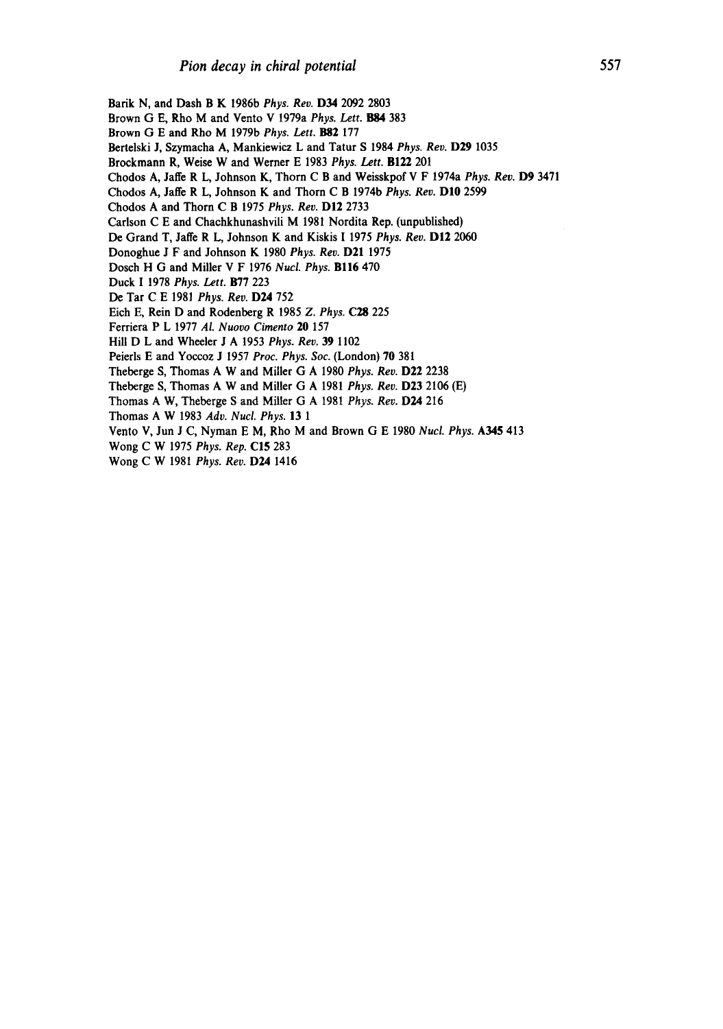Barik N, and Dash B K 1986b *Phys. Rev.* **D34** 2092 2803

Brown G E, Rho M and Vento V 1979a *Phys. Lett.* **B84** 383

Brown G E and Rho M 1979b *Phys. Lett.* **B82** 177

Bertelski J, Szymacha A, Mankiewicz L and Tatur S 1984 *Phys. Rev.* **D29** 1035

Brockmann R, Weise W and Werner E 1983 *Phys. Lett.* **B122** 201

Chodos A, Jaffe R L, Johnson K, Thorn C B and Weisskpof V F 1974a *Phys. Rev.* **D9** 3471

Chodos A, Jaffe R L, Johnson K and Thorn C B 1974b *Phys. Rev.* **D10** 2599

Chodos A and Thorn C B 1975 *Phys. Rev.* **D12** 2733

Carlson C E and Chachkhunashvili M 1981 Nordita Rep. (unpublished)

De Grand T, Jaffe R L, Johnson K and Kiskis I 1975 *Phys. Rev.* **D12** 2060

Donoghue J F and Johnson K 1980 *Phys. Rev.* **D21** 1975

Dosch H G and Miller V F 1976 *Nucl. Phys.* **B116** 470

Duck I 1978 *Phys. Lett.* **B77** 223

De Tar C E 1981 *Phys. Rev.* **D24** 752

Eich E, Rein D and Rodenberg R 1985 *Z. Phys.* **C28** 225

Ferriera P L 1977 *Al. Nuovo Cimento* **20** 157

Hill D L and Wheeler J A 1953 *Phys. Rev.* **39** 1102

Peierls E and Yoccoz J 1957 *Proc. Phys. Soc.* (London) **70** 381

Theberge S, Thomas A W and Miller G A 1980 *Phys. Rev.* **D22** 2238

Theberge S, Thomas A W and Miller G A 1981 *Phys. Rev.* **D23** 2106 (E)

Thomas A W, Theberge S and Miller G A 1981 *Phys. Rev.* **D24** 216

Thomas A W 1983 *Adv. Nucl. Phys.* **13** 1

Vento V, Jun J C, Nyman E M, Rho M and Brown G E 1980 *Nucl. Phys.* **A345** 413

Wong C W 1975 *Phys. Rep.* **C15** 283

Wong C W 1981 *Phys. Rev.* **D24** 1416